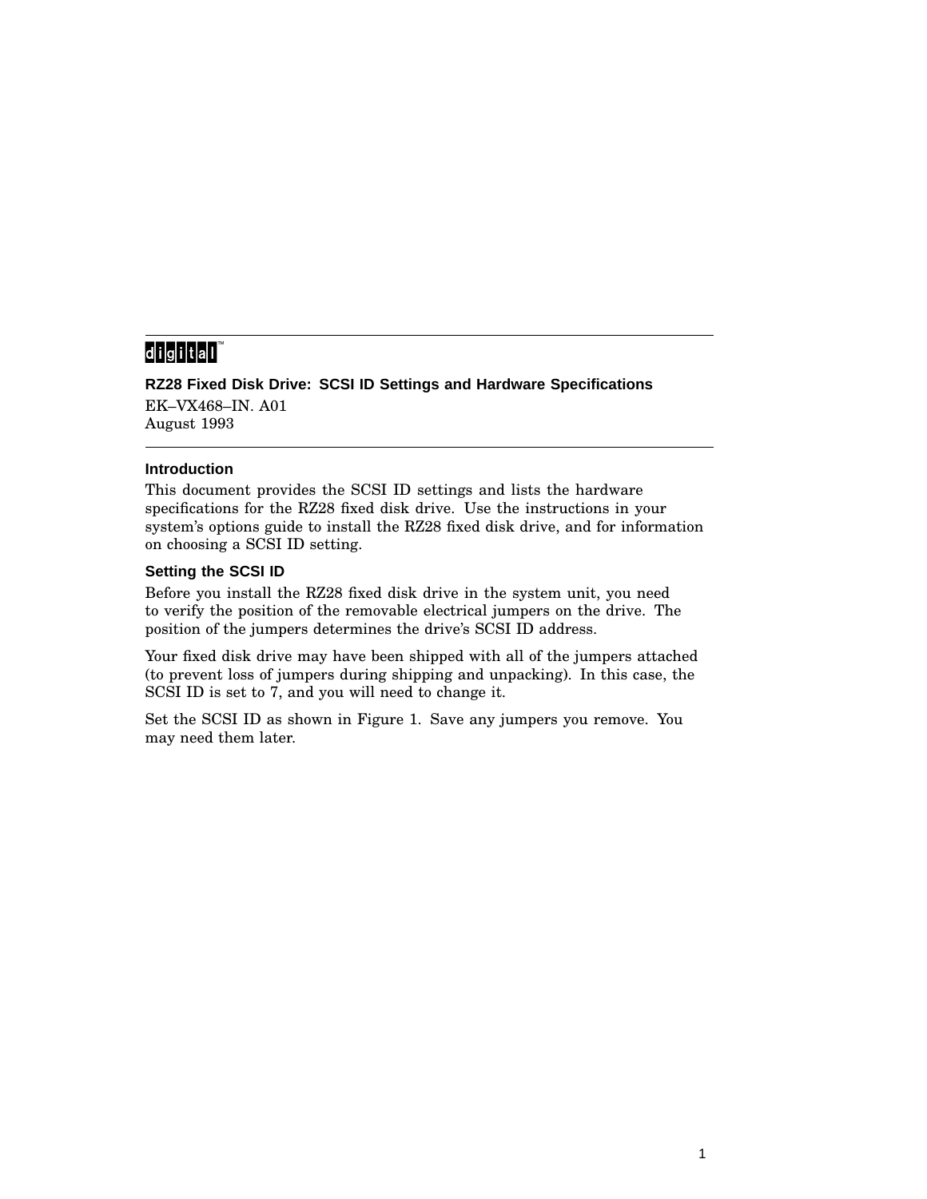digital™

# RZ28 Fixed Disk Drive: SCSI ID Settings and Hardware Specifications

EK–VX468–IN. A01
August 1993

## Introduction

This document provides the SCSI ID settings and lists the hardware specifications for the RZ28 fixed disk drive. Use the instructions in your system's options guide to install the RZ28 fixed disk drive, and for information on choosing a SCSI ID setting.

## Setting the SCSI ID

Before you install the RZ28 fixed disk drive in the system unit, you need to verify the position of the removable electrical jumpers on the drive. The position of the jumpers determines the drive's SCSI ID address.

Your fixed disk drive may have been shipped with all of the jumpers attached (to prevent loss of jumpers during shipping and unpacking). In this case, the SCSI ID is set to 7, and you will need to change it.

Set the SCSI ID as shown in Figure 1. Save any jumpers you remove. You may need them later.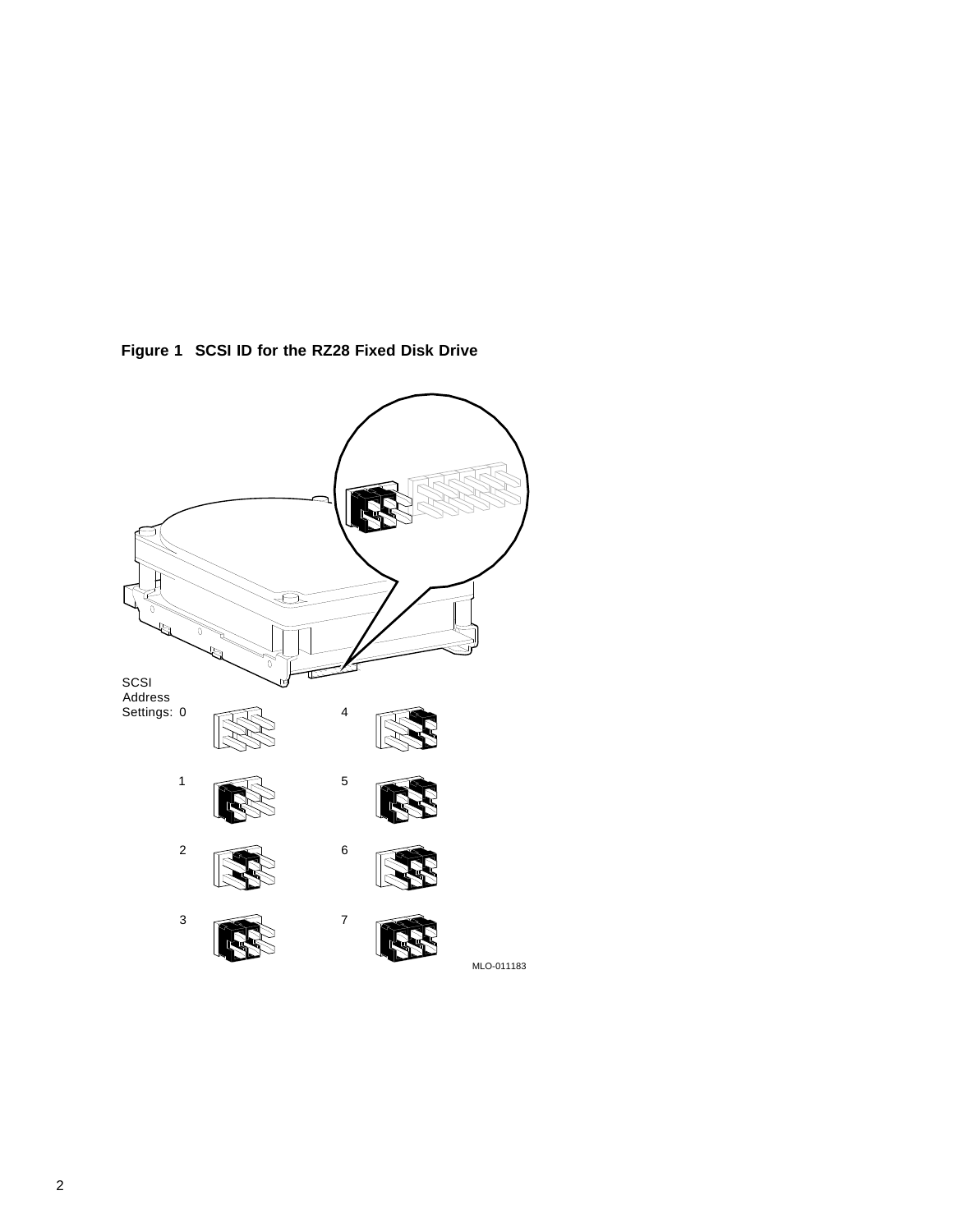**Figure 1 SCSI ID for the RZ28 Fixed Disk Drive**

SCSI Address Settings: 0, 1, 2, 3, 4, 5, 6, 7

MLO-011183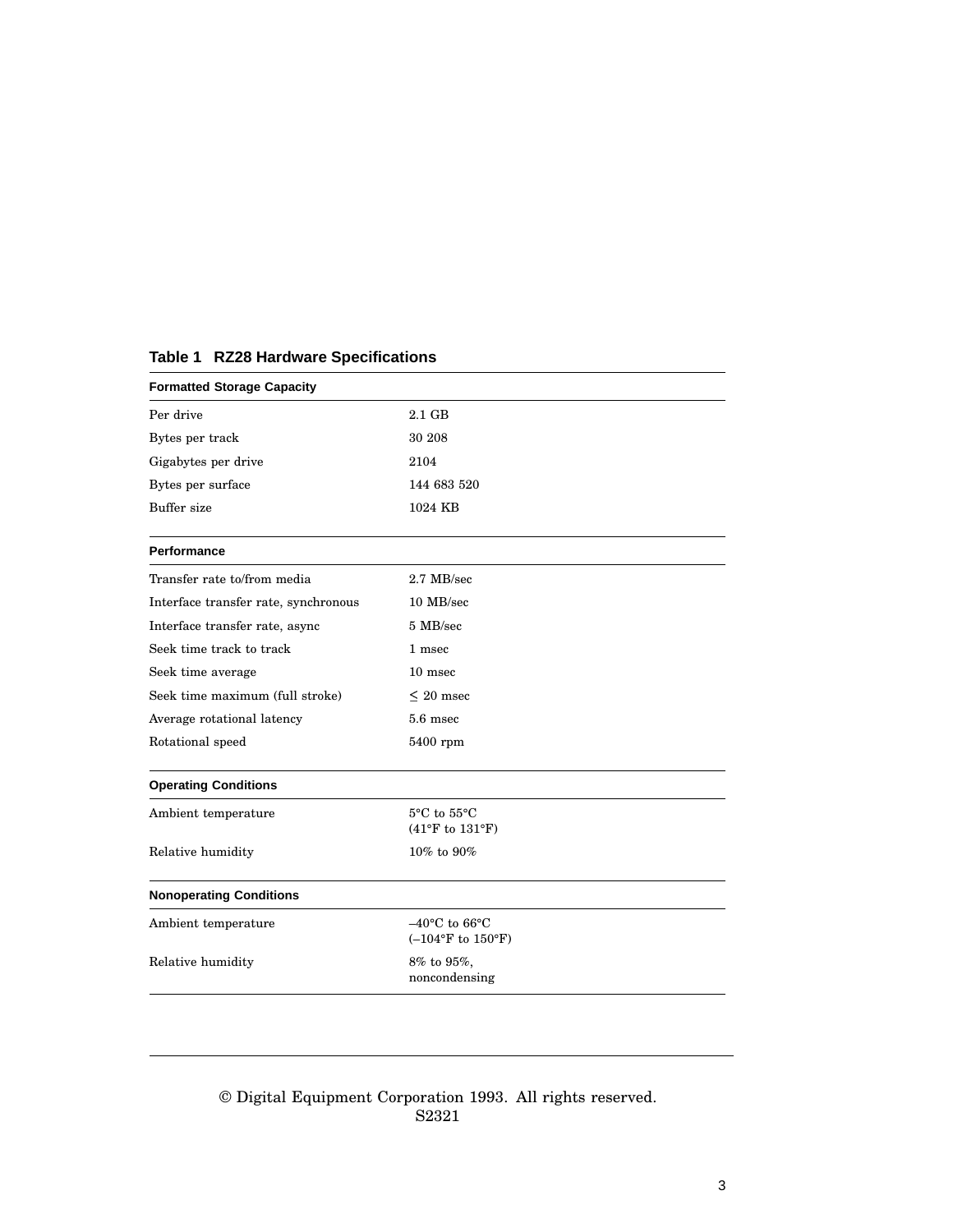**Table 1 RZ28 Hardware Specifications**

| | |
|---|---|
| **Formatted Storage Capacity** | |
| Per drive | 2.1 GB |
| Bytes per track | 30 208 |
| Gigabytes per drive | 2104 |
| Bytes per surface | 144 683 520 |
| Buffer size | 1024 KB |
| **Performance** | |
| Transfer rate to/from media | 2.7 MB/sec |
| Interface transfer rate, synchronous | 10 MB/sec |
| Interface transfer rate, async | 5 MB/sec |
| Seek time track to track | 1 msec |
| Seek time average | 10 msec |
| Seek time maximum (full stroke) | ≤ 20 msec |
| Average rotational latency | 5.6 msec |
| Rotational speed | 5400 rpm |
| **Operating Conditions** | |
| Ambient temperature | 5°C to 55°C (41°F to 131°F) |
| Relative humidity | 10% to 90% |
| **Nonoperating Conditions** | |
| Ambient temperature | –40°C to 66°C (–104°F to 150°F) |
| Relative humidity | 8% to 95%, noncondensing |

© Digital Equipment Corporation 1993. All rights reserved.
S2321